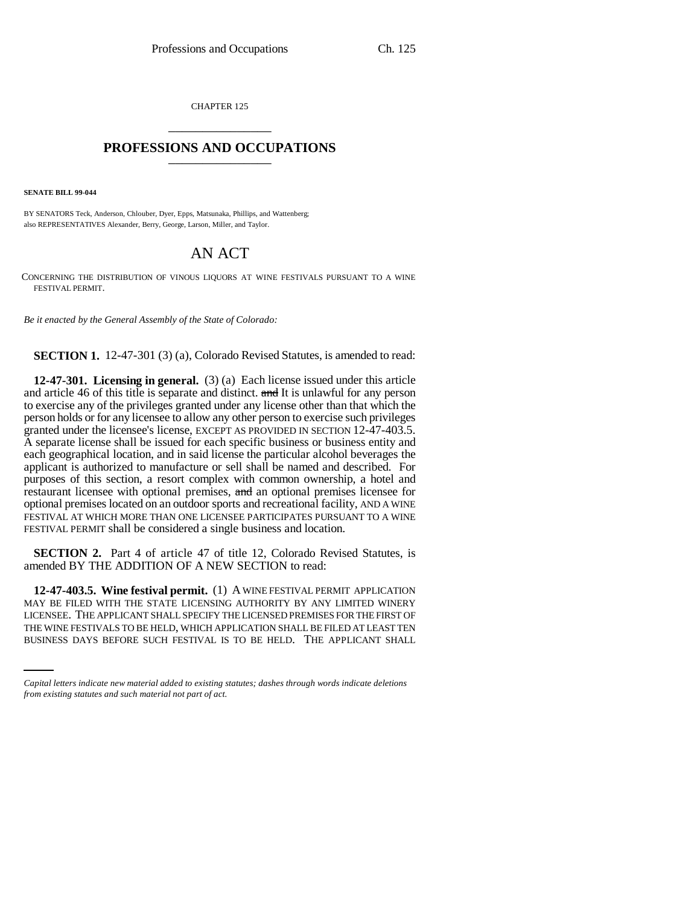CHAPTER 125

# PROFESSIONS AND OCCUPATIONS

**SENATE BILL 99-044**

BY SENATORS Teck, Anderson, Chlouber, Dyer, Epps, Matsunaka, Phillips, and Wattenberg;
also REPRESENTATIVES Alexander, Berry, George, Larson, Miller, and Taylor.

# AN ACT

CONCERNING THE DISTRIBUTION OF VINOUS LIQUORS AT WINE FESTIVALS PURSUANT TO A WINE FESTIVAL PERMIT.

*Be it enacted by the General Assembly of the State of Colorado:*

**SECTION 1.** 12-47-301 (3) (a), Colorado Revised Statutes, is amended to read:

**12-47-301. Licensing in general.** (3) (a) Each license issued under this article and article 46 of this title is separate and distinct. ~~and~~ It is unlawful for any person to exercise any of the privileges granted under any license other than that which the person holds or for any licensee to allow any other person to exercise such privileges granted under the licensee's license, EXCEPT AS PROVIDED IN SECTION 12-47-403.5. A separate license shall be issued for each specific business or business entity and each geographical location, and in said license the particular alcohol beverages the applicant is authorized to manufacture or sell shall be named and described. For purposes of this section, a resort complex with common ownership, a hotel and restaurant licensee with optional premises, ~~and~~ an optional premises licensee for optional premises located on an outdoor sports and recreational facility, AND A WINE FESTIVAL AT WHICH MORE THAN ONE LICENSEE PARTICIPATES PURSUANT TO A WINE FESTIVAL PERMIT shall be considered a single business and location.

**SECTION 2.** Part 4 of article 47 of title 12, Colorado Revised Statutes, is amended BY THE ADDITION OF A NEW SECTION to read:

**12-47-403.5. Wine festival permit.** (1) A WINE FESTIVAL PERMIT APPLICATION MAY BE FILED WITH THE STATE LICENSING AUTHORITY BY ANY LIMITED WINERY LICENSEE. THE APPLICANT SHALL SPECIFY THE LICENSED PREMISES FOR THE FIRST OF THE WINE FESTIVALS TO BE HELD, WHICH APPLICATION SHALL BE FILED AT LEAST TEN BUSINESS DAYS BEFORE SUCH FESTIVAL IS TO BE HELD. THE APPLICANT SHALL

*Capital letters indicate new material added to existing statutes; dashes through words indicate deletions from existing statutes and such material not part of act.*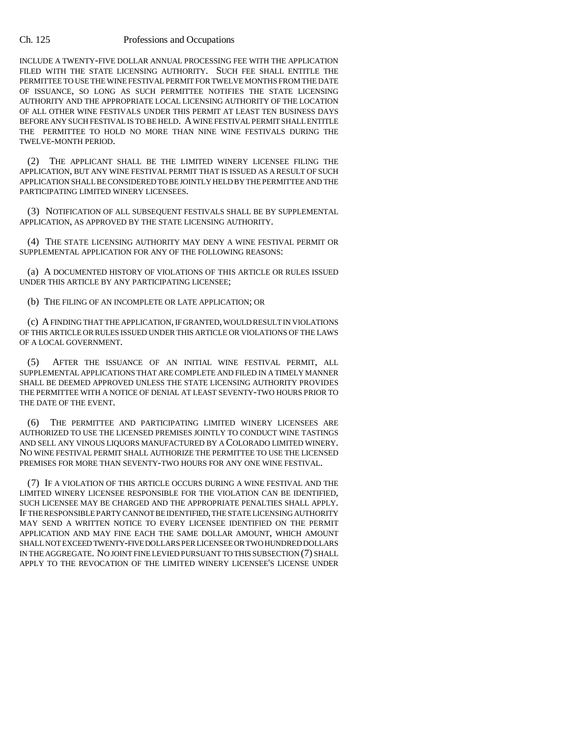INCLUDE A TWENTY-FIVE DOLLAR ANNUAL PROCESSING FEE WITH THE APPLICATION FILED WITH THE STATE LICENSING AUTHORITY. SUCH FEE SHALL ENTITLE THE PERMITTEE TO USE THE WINE FESTIVAL PERMIT FOR TWELVE MONTHS FROM THE DATE OF ISSUANCE, SO LONG AS SUCH PERMITTEE NOTIFIES THE STATE LICENSING AUTHORITY AND THE APPROPRIATE LOCAL LICENSING AUTHORITY OF THE LOCATION OF ALL OTHER WINE FESTIVALS UNDER THIS PERMIT AT LEAST TEN BUSINESS DAYS BEFORE ANY SUCH FESTIVAL IS TO BE HELD. A WINE FESTIVAL PERMIT SHALL ENTITLE THE PERMITTEE TO HOLD NO MORE THAN NINE WINE FESTIVALS DURING THE TWELVE-MONTH PERIOD.

(2) THE APPLICANT SHALL BE THE LIMITED WINERY LICENSEE FILING THE APPLICATION, BUT ANY WINE FESTIVAL PERMIT THAT IS ISSUED AS A RESULT OF SUCH APPLICATION SHALL BE CONSIDERED TO BE JOINTLY HELD BY THE PERMITTEE AND THE PARTICIPATING LIMITED WINERY LICENSEES.

(3) NOTIFICATION OF ALL SUBSEQUENT FESTIVALS SHALL BE BY SUPPLEMENTAL APPLICATION, AS APPROVED BY THE STATE LICENSING AUTHORITY.

(4) THE STATE LICENSING AUTHORITY MAY DENY A WINE FESTIVAL PERMIT OR SUPPLEMENTAL APPLICATION FOR ANY OF THE FOLLOWING REASONS:

(a) A DOCUMENTED HISTORY OF VIOLATIONS OF THIS ARTICLE OR RULES ISSUED UNDER THIS ARTICLE BY ANY PARTICIPATING LICENSEE;

(b) THE FILING OF AN INCOMPLETE OR LATE APPLICATION; OR

(c) A FINDING THAT THE APPLICATION, IF GRANTED, WOULD RESULT IN VIOLATIONS OF THIS ARTICLE OR RULES ISSUED UNDER THIS ARTICLE OR VIOLATIONS OF THE LAWS OF A LOCAL GOVERNMENT.

(5) AFTER THE ISSUANCE OF AN INITIAL WINE FESTIVAL PERMIT, ALL SUPPLEMENTAL APPLICATIONS THAT ARE COMPLETE AND FILED IN A TIMELY MANNER SHALL BE DEEMED APPROVED UNLESS THE STATE LICENSING AUTHORITY PROVIDES THE PERMITTEE WITH A NOTICE OF DENIAL AT LEAST SEVENTY-TWO HOURS PRIOR TO THE DATE OF THE EVENT.

(6) THE PERMITTEE AND PARTICIPATING LIMITED WINERY LICENSEES ARE AUTHORIZED TO USE THE LICENSED PREMISES JOINTLY TO CONDUCT WINE TASTINGS AND SELL ANY VINOUS LIQUORS MANUFACTURED BY A COLORADO LIMITED WINERY. NO WINE FESTIVAL PERMIT SHALL AUTHORIZE THE PERMITTEE TO USE THE LICENSED PREMISES FOR MORE THAN SEVENTY-TWO HOURS FOR ANY ONE WINE FESTIVAL.

(7) IF A VIOLATION OF THIS ARTICLE OCCURS DURING A WINE FESTIVAL AND THE LIMITED WINERY LICENSEE RESPONSIBLE FOR THE VIOLATION CAN BE IDENTIFIED, SUCH LICENSEE MAY BE CHARGED AND THE APPROPRIATE PENALTIES SHALL APPLY. IF THE RESPONSIBLE PARTY CANNOT BE IDENTIFIED, THE STATE LICENSING AUTHORITY MAY SEND A WRITTEN NOTICE TO EVERY LICENSEE IDENTIFIED ON THE PERMIT APPLICATION AND MAY FINE EACH THE SAME DOLLAR AMOUNT, WHICH AMOUNT SHALL NOT EXCEED TWENTY-FIVE DOLLARS PER LICENSEE OR TWO HUNDRED DOLLARS IN THE AGGREGATE. NO JOINT FINE LEVIED PURSUANT TO THIS SUBSECTION (7) SHALL APPLY TO THE REVOCATION OF THE LIMITED WINERY LICENSEE'S LICENSE UNDER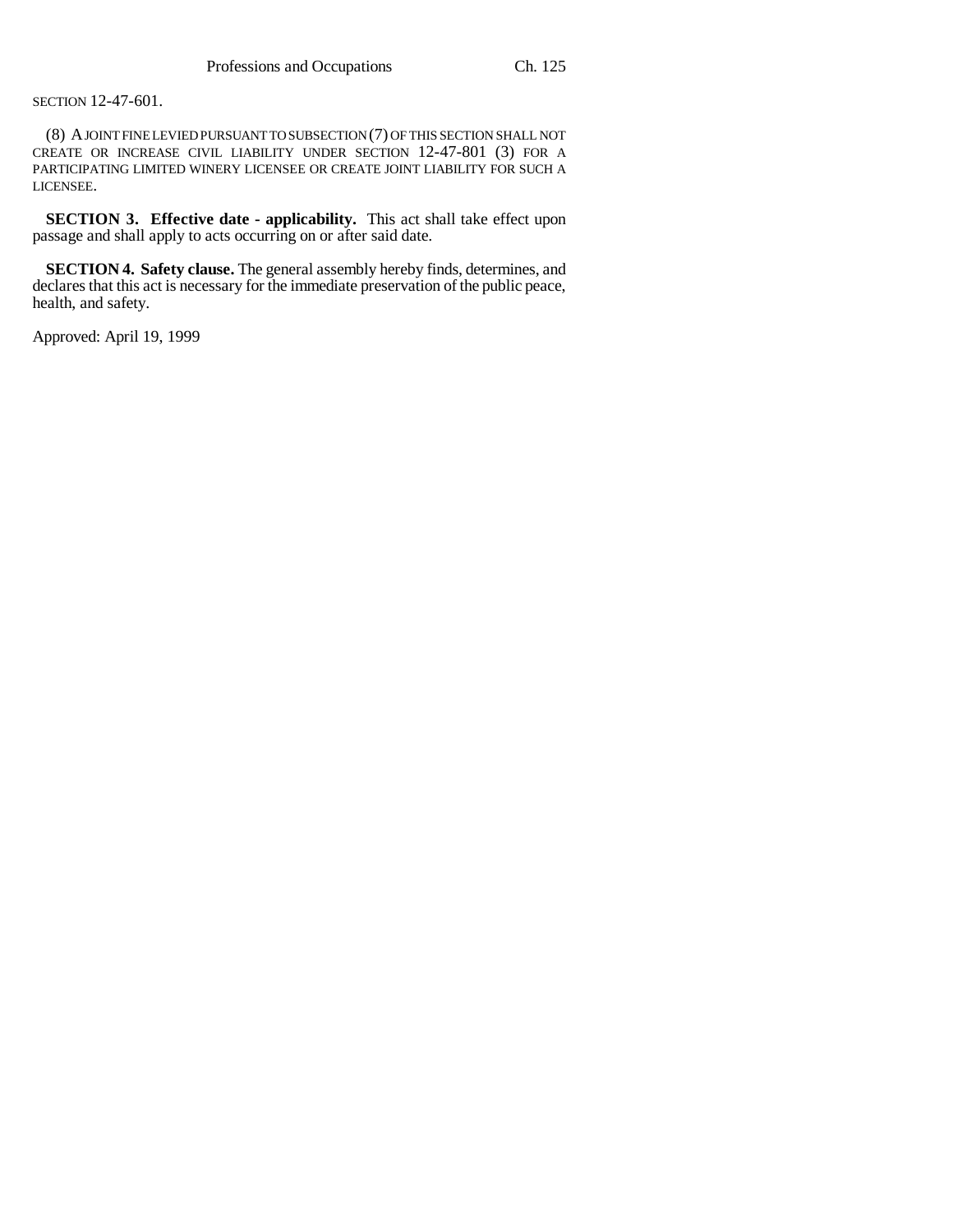SECTION 12-47-601.

(8) A JOINT FINE LEVIED PURSUANT TO SUBSECTION (7) OF THIS SECTION SHALL NOT CREATE OR INCREASE CIVIL LIABILITY UNDER SECTION 12-47-801 (3) FOR A PARTICIPATING LIMITED WINERY LICENSEE OR CREATE JOINT LIABILITY FOR SUCH A LICENSEE.

**SECTION 3. Effective date - applicability.** This act shall take effect upon passage and shall apply to acts occurring on or after said date.

**SECTION 4. Safety clause.** The general assembly hereby finds, determines, and declares that this act is necessary for the immediate preservation of the public peace, health, and safety.

Approved: April 19, 1999